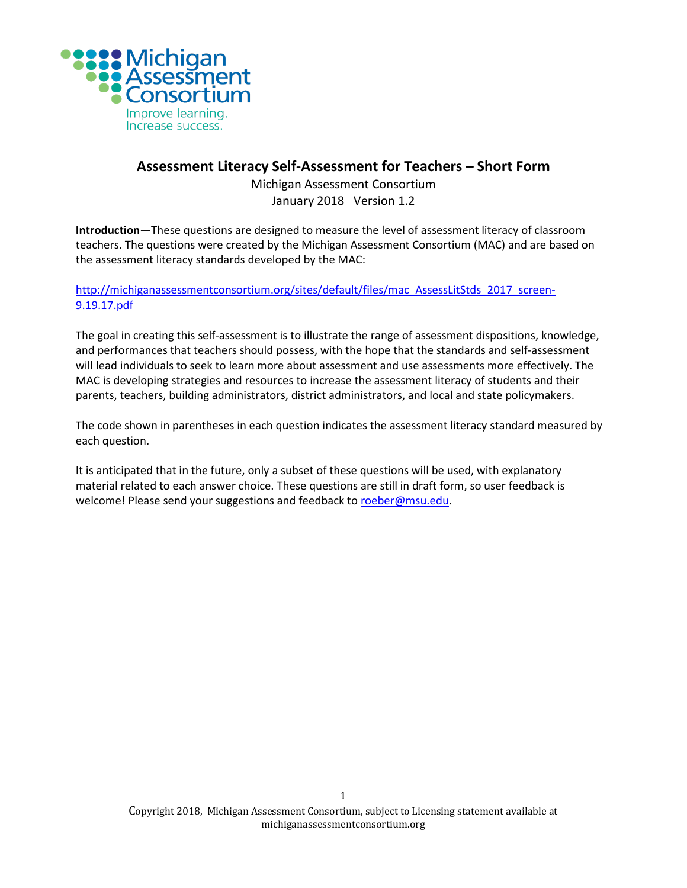Michigan Assessment Consortium

Improve learning. Increase success.

# Assessment Literacy Self-Assessment for Teachers – Short Form

Michigan Assessment Consortium
January 2018 Version 1.2

**Introduction**—These questions are designed to measure the level of assessment literacy of classroom teachers. The questions were created by the Michigan Assessment Consortium (MAC) and are based on the assessment literacy standards developed by the MAC:

http://michiganassessmentconsortium.org/sites/default/files/mac_AssessLitStds_2017_screen-9.19.17.pdf

The goal in creating this self-assessment is to illustrate the range of assessment dispositions, knowledge, and performances that teachers should possess, with the hope that the standards and self-assessment will lead individuals to seek to learn more about assessment and use assessments more effectively. The MAC is developing strategies and resources to increase the assessment literacy of students and their parents, teachers, building administrators, district administrators, and local and state policymakers.

The code shown in parentheses in each question indicates the assessment literacy standard measured by each question.

It is anticipated that in the future, only a subset of these questions will be used, with explanatory material related to each answer choice. These questions are still in draft form, so user feedback is welcome! Please send your suggestions and feedback to roeber@msu.edu.

Copyright 2018, Michigan Assessment Consortium, subject to Licensing statement available at michiganassessmentconsortium.org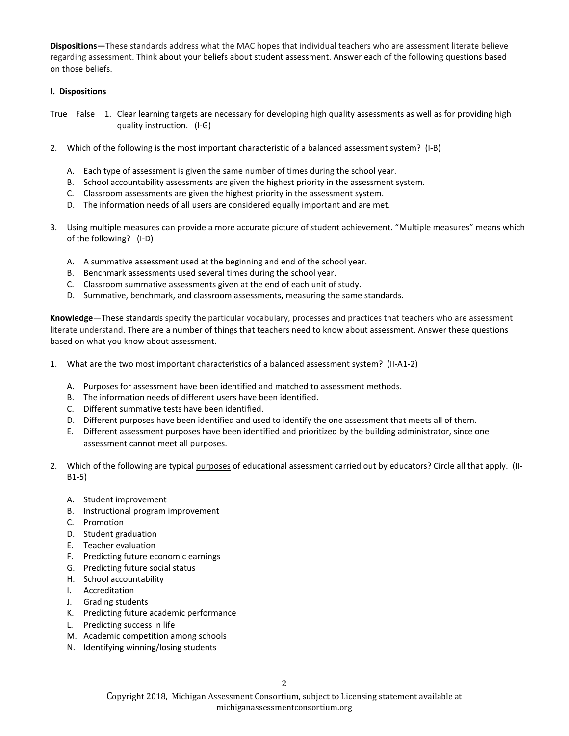**Dispositions—**These standards address what the MAC hopes that individual teachers who are assessment literate believe regarding assessment. Think about your beliefs about student assessment. Answer each of the following questions based on those beliefs.

**I. Dispositions**

True False 1. Clear learning targets are necessary for developing high quality assessments as well as for providing high quality instruction. (I-G)

2. Which of the following is the most important characteristic of a balanced assessment system? (I-B)

   A. Each type of assessment is given the same number of times during the school year.
   B. School accountability assessments are given the highest priority in the assessment system.
   C. Classroom assessments are given the highest priority in the assessment system.
   D. The information needs of all users are considered equally important and are met.

3. Using multiple measures can provide a more accurate picture of student achievement. "Multiple measures" means which of the following? (I-D)

   A. A summative assessment used at the beginning and end of the school year.
   B. Benchmark assessments used several times during the school year.
   C. Classroom summative assessments given at the end of each unit of study.
   D. Summative, benchmark, and classroom assessments, measuring the same standards.

**Knowledge**—These standards specify the particular vocabulary, processes and practices that teachers who are assessment literate understand. There are a number of things that teachers need to know about assessment. Answer these questions based on what you know about assessment.

1. What are the <u>two most important</u> characteristics of a balanced assessment system? (II-A1-2)

   A. Purposes for assessment have been identified and matched to assessment methods.
   B. The information needs of different users have been identified.
   C. Different summative tests have been identified.
   D. Different purposes have been identified and used to identify the one assessment that meets all of them.
   E. Different assessment purposes have been identified and prioritized by the building administrator, since one assessment cannot meet all purposes.

2. Which of the following are typical <u>purposes</u> of educational assessment carried out by educators? Circle all that apply. (II-B1-5)

   A. Student improvement
   B. Instructional program improvement
   C. Promotion
   D. Student graduation
   E. Teacher evaluation
   F. Predicting future economic earnings
   G. Predicting future social status
   H. School accountability
   I. Accreditation
   J. Grading students
   K. Predicting future academic performance
   L. Predicting success in life
   M. Academic competition among schools
   N. Identifying winning/losing students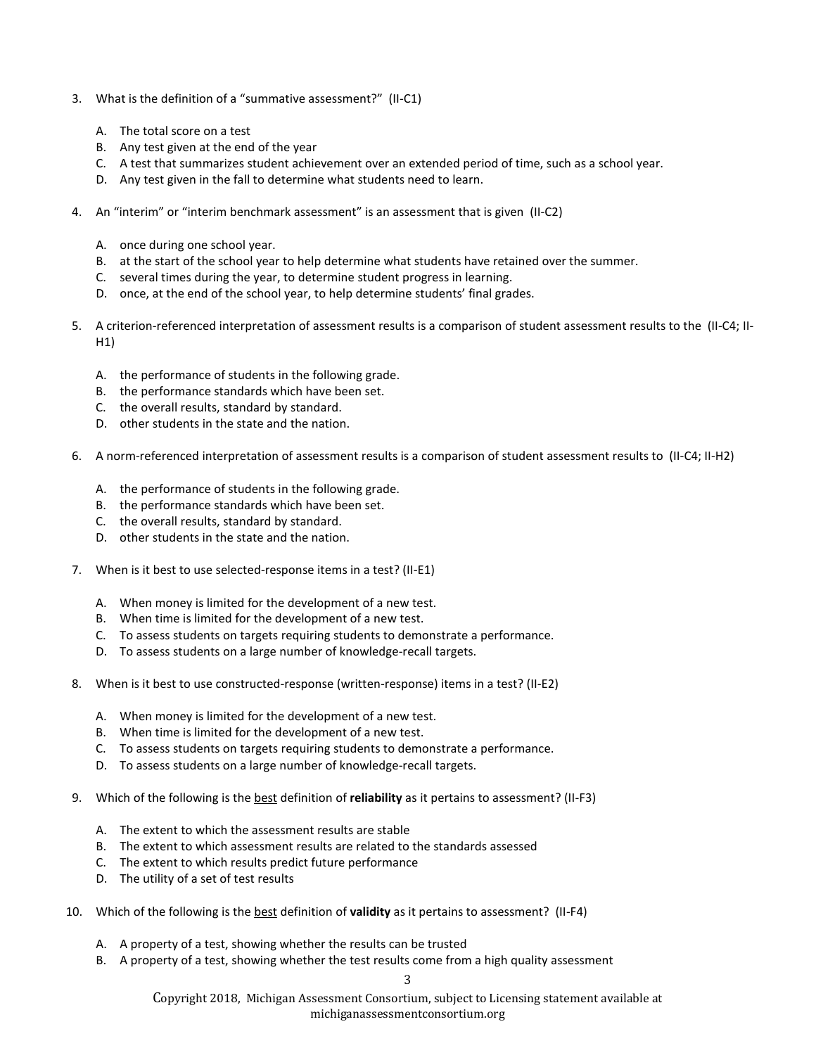3. What is the definition of a "summative assessment?" (II-C1)

   A. The total score on a test
   B. Any test given at the end of the year
   C. A test that summarizes student achievement over an extended period of time, such as a school year.
   D. Any test given in the fall to determine what students need to learn.

4. An "interim" or "interim benchmark assessment" is an assessment that is given (II-C2)

   A. once during one school year.
   B. at the start of the school year to help determine what students have retained over the summer.
   C. several times during the year, to determine student progress in learning.
   D. once, at the end of the school year, to help determine students' final grades.

5. A criterion-referenced interpretation of assessment results is a comparison of student assessment results to the (II-C4; II-H1)

   A. the performance of students in the following grade.
   B. the performance standards which have been set.
   C. the overall results, standard by standard.
   D. other students in the state and the nation.

6. A norm-referenced interpretation of assessment results is a comparison of student assessment results to (II-C4; II-H2)

   A. the performance of students in the following grade.
   B. the performance standards which have been set.
   C. the overall results, standard by standard.
   D. other students in the state and the nation.

7. When is it best to use selected-response items in a test? (II-E1)

   A. When money is limited for the development of a new test.
   B. When time is limited for the development of a new test.
   C. To assess students on targets requiring students to demonstrate a performance.
   D. To assess students on a large number of knowledge-recall targets.

8. When is it best to use constructed-response (written-response) items in a test? (II-E2)

   A. When money is limited for the development of a new test.
   B. When time is limited for the development of a new test.
   C. To assess students on targets requiring students to demonstrate a performance.
   D. To assess students on a large number of knowledge-recall targets.

9. Which of the following is the <u>best</u> definition of **reliability** as it pertains to assessment? (II-F3)

   A. The extent to which the assessment results are stable
   B. The extent to which assessment results are related to the standards assessed
   C. The extent to which results predict future performance
   D. The utility of a set of test results

10. Which of the following is the <u>best</u> definition of **validity** as it pertains to assessment? (II-F4)

    A. A property of a test, showing whether the results can be trusted
    B. A property of a test, showing whether the test results come from a high quality assessment

Copyright 2018, Michigan Assessment Consortium, subject to Licensing statement available at michiganassessmentconsortium.org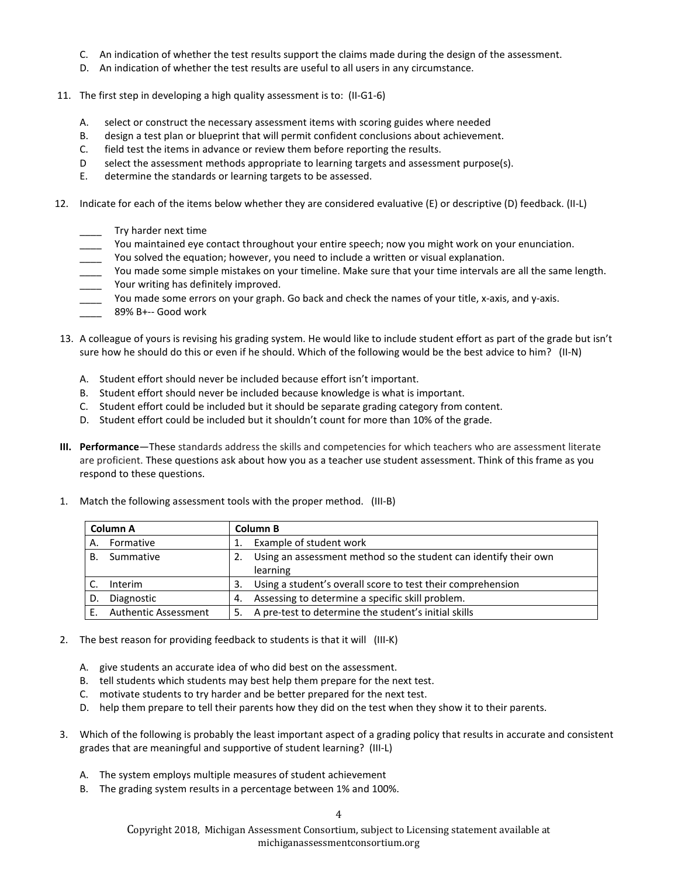C. An indication of whether the test results support the claims made during the design of the assessment.
D. An indication of whether the test results are useful to all users in any circumstance.

11. The first step in developing a high quality assessment is to: (II-G1-6)

    A. select or construct the necessary assessment items with scoring guides where needed
    B. design a test plan or blueprint that will permit confident conclusions about achievement.
    C. field test the items in advance or review them before reporting the results.
    D select the assessment methods appropriate to learning targets and assessment purpose(s).
    E. determine the standards or learning targets to be assessed.

12. Indicate for each of the items below whether they are considered evaluative (E) or descriptive (D) feedback. (II-L)

    ____ Try harder next time
    ____ You maintained eye contact throughout your entire speech; now you might work on your enunciation.
    ____ You solved the equation; however, you need to include a written or visual explanation.
    ____ You made some simple mistakes on your timeline. Make sure that your time intervals are all the same length.
    ____ Your writing has definitely improved.
    ____ You made some errors on your graph. Go back and check the names of your title, x-axis, and y-axis.
    ____ 89% B+-- Good work

13. A colleague of yours is revising his grading system. He would like to include student effort as part of the grade but isn't sure how he should do this or even if he should. Which of the following would be the best advice to him? (II-N)

    A. Student effort should never be included because effort isn't important.
    B. Student effort should never be included because knowledge is what is important.
    C. Student effort could be included but it should be separate grading category from content.
    D. Student effort could be included but it shouldn't count for more than 10% of the grade.

**III. Performance**—These standards address the skills and competencies for which teachers who are assessment literate are proficient. These questions ask about how you as a teacher use student assessment. Think of this frame as you respond to these questions.

1. Match the following assessment tools with the proper method. (III-B)

| Column A | Column B |
|---|---|
| A. Formative | 1. Example of student work |
| B. Summative | 2. Using an assessment method so the student can identify their own learning |
| C. Interim | 3. Using a student's overall score to test their comprehension |
| D. Diagnostic | 4. Assessing to determine a specific skill problem. |
| E. Authentic Assessment | 5. A pre-test to determine the student's initial skills |

2. The best reason for providing feedback to students is that it will (III-K)

    A. give students an accurate idea of who did best on the assessment.
    B. tell students which students may best help them prepare for the next test.
    C. motivate students to try harder and be better prepared for the next test.
    D. help them prepare to tell their parents how they did on the test when they show it to their parents.

3. Which of the following is probably the least important aspect of a grading policy that results in accurate and consistent grades that are meaningful and supportive of student learning? (III-L)

    A. The system employs multiple measures of student achievement
    B. The grading system results in a percentage between 1% and 100%.

Copyright 2018, Michigan Assessment Consortium, subject to Licensing statement available at michiganassessmentconsortium.org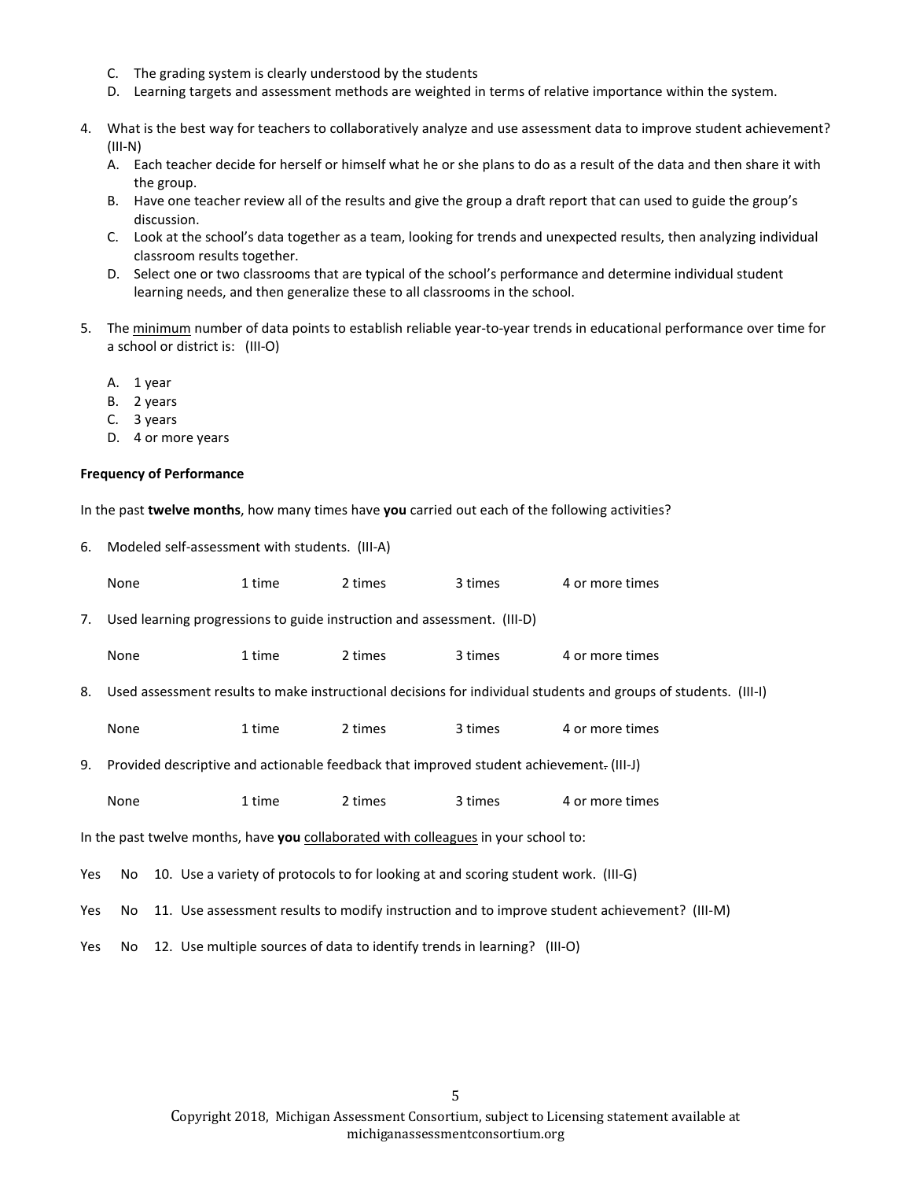C. The grading system is clearly understood by the students
D. Learning targets and assessment methods are weighted in terms of relative importance within the system.

4. What is the best way for teachers to collaboratively analyze and use assessment data to improve student achievement? (III-N)
   A. Each teacher decide for herself or himself what he or she plans to do as a result of the data and then share it with the group.
   B. Have one teacher review all of the results and give the group a draft report that can used to guide the group's discussion.
   C. Look at the school's data together as a team, looking for trends and unexpected results, then analyzing individual classroom results together.
   D. Select one or two classrooms that are typical of the school's performance and determine individual student learning needs, and then generalize these to all classrooms in the school.

5. The minimum number of data points to establish reliable year-to-year trends in educational performance over time for a school or district is: (III-O)
   A. 1 year
   B. 2 years
   C. 3 years
   D. 4 or more years

**Frequency of Performance**

In the past **twelve months**, how many times have **you** carried out each of the following activities?

6. Modeled self-assessment with students. (III-A)

   None 1 time 2 times 3 times 4 or more times

7. Used learning progressions to guide instruction and assessment. (III-D)

   None 1 time 2 times 3 times 4 or more times

8. Used assessment results to make instructional decisions for individual students and groups of students. (III-I)

   None 1 time 2 times 3 times 4 or more times

9. Provided descriptive and actionable feedback that improved student achievement. (III-J)

   None 1 time 2 times 3 times 4 or more times

In the past twelve months, have **you** collaborated with colleagues in your school to:

Yes No 10. Use a variety of protocols to for looking at and scoring student work. (III-G)

Yes No 11. Use assessment results to modify instruction and to improve student achievement? (III-M)

Yes No 12. Use multiple sources of data to identify trends in learning? (III-O)

Copyright 2018, Michigan Assessment Consortium, subject to Licensing statement available at michiganassessmentconsortium.org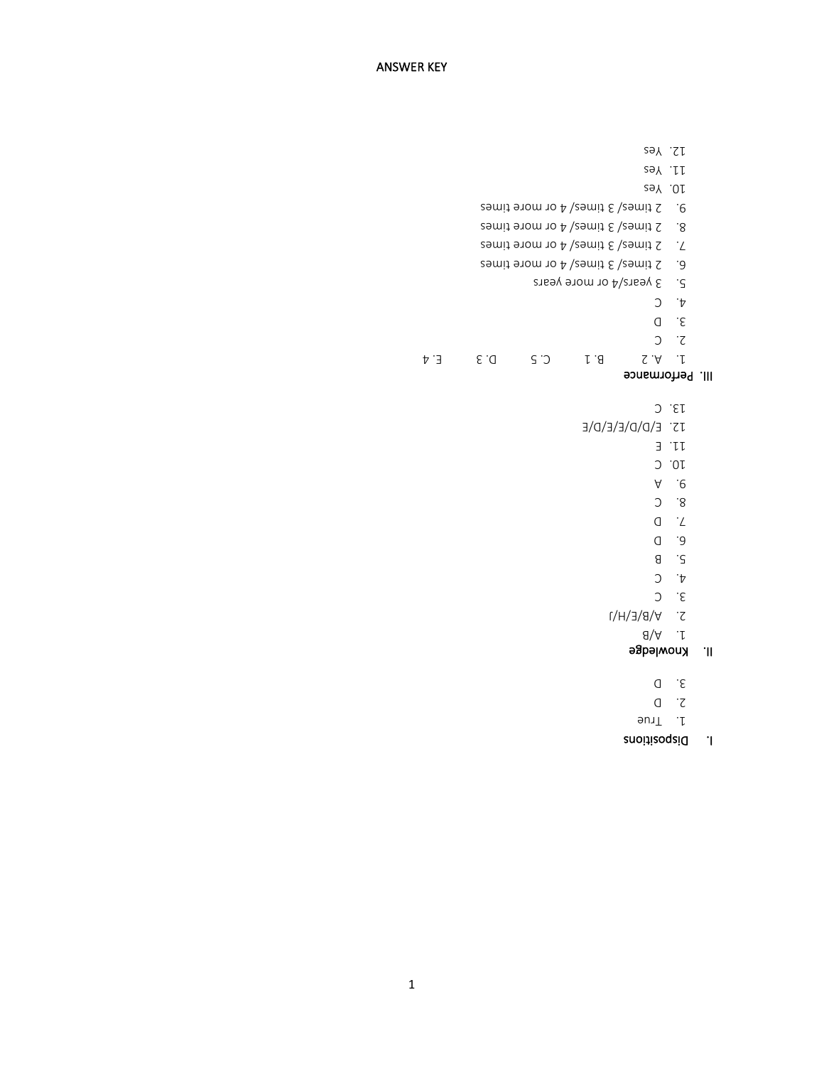ANSWER KEY

I. Dispositions

1. True
2. D
3. D

II. Knowledge

1. A/B
2. A/B/E/H/J
3. C
4. C
5. B
6. D
7. D
8. C
9. A
10. C
11. E
12. E/D/D/E/E/D/E
13. C

III. Performance

1. A. 2 B. 1 C. 5 D. 3 E. 4
2. C
3. D
4. C
5. 3 years/4 or more years
6. 2 times/ 3 times/ 4 or more times
7. 2 times/ 3 times/ 4 or more times
8. 2 times/ 3 times/ 4 or more times
9. 2 times/ 3 times/ 4 or more times
10. Yes
11. Yes
12. Yes